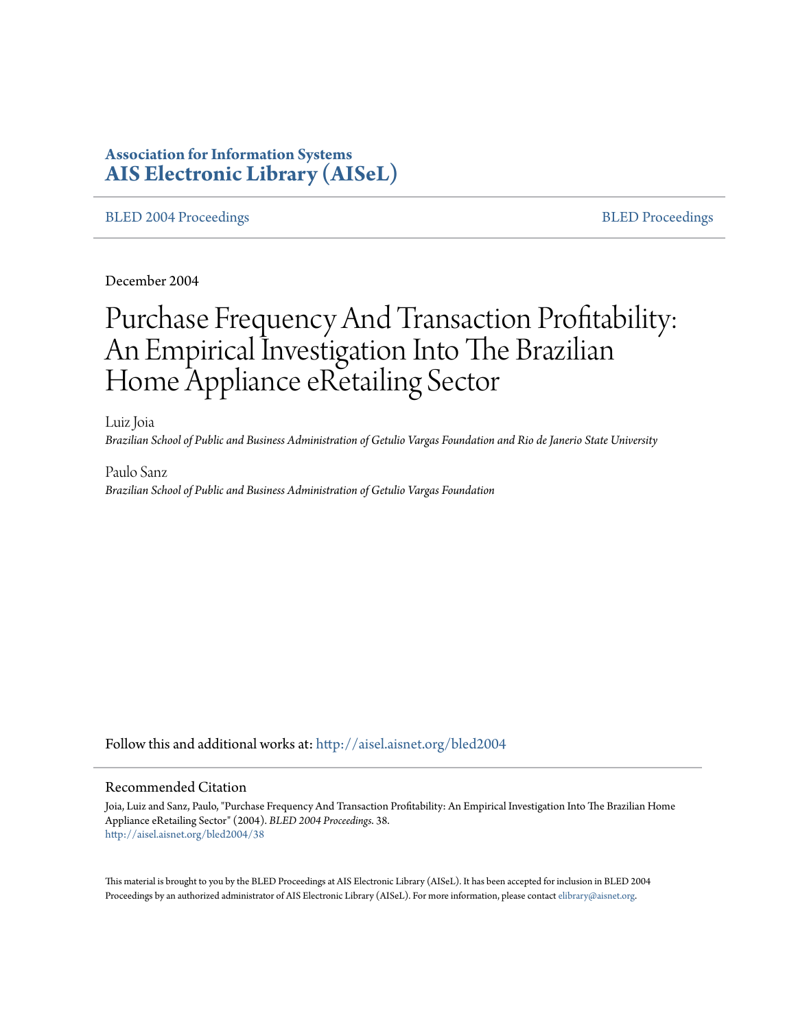**Association for Information Systems**
**AIS Electronic Library (AISeL)**

BLED 2004 Proceedings | BLED Proceedings

December 2004

# Purchase Frequency And Transaction Profitability: An Empirical Investigation Into The Brazilian Home Appliance eRetailing Sector

Luiz Joia
*Brazilian School of Public and Business Administration of Getulio Vargas Foundation and Rio de Janerio State University*

Paulo Sanz
*Brazilian School of Public and Business Administration of Getulio Vargas Foundation*

Follow this and additional works at: http://aisel.aisnet.org/bled2004

## Recommended Citation

Joia, Luiz and Sanz, Paulo, "Purchase Frequency And Transaction Profitability: An Empirical Investigation Into The Brazilian Home Appliance eRetailing Sector" (2004). *BLED 2004 Proceedings*. 38.
http://aisel.aisnet.org/bled2004/38

This material is brought to you by the BLED Proceedings at AIS Electronic Library (AISeL). It has been accepted for inclusion in BLED 2004 Proceedings by an authorized administrator of AIS Electronic Library (AISeL). For more information, please contact elibrary@aisnet.org.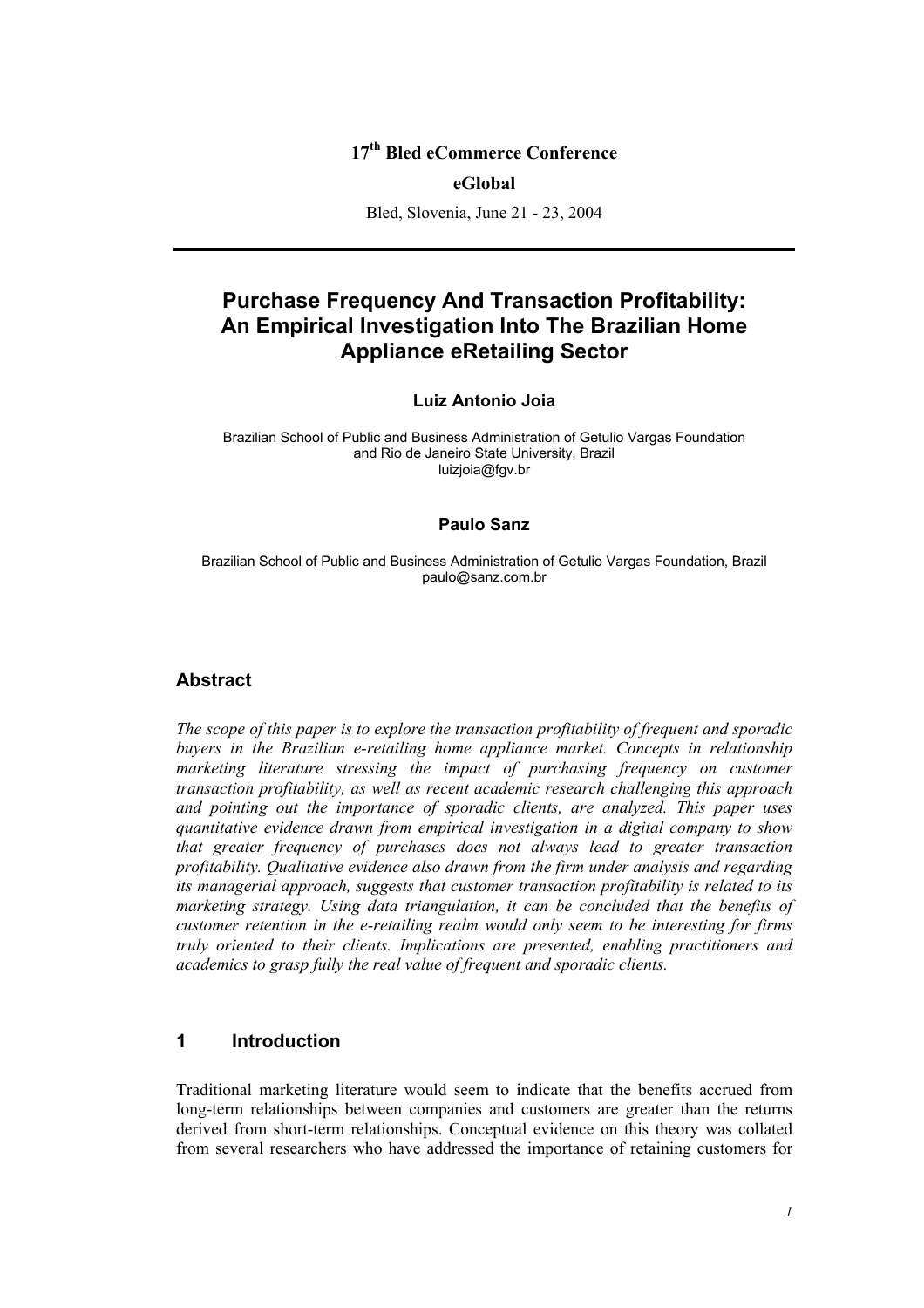17th Bled eCommerce Conference

eGlobal

Bled, Slovenia, June 21 - 23, 2004

# Purchase Frequency And Transaction Profitability: An Empirical Investigation Into The Brazilian Home Appliance eRetailing Sector

**Luiz Antonio Joia**

Brazilian School of Public and Business Administration of Getulio Vargas Foundation and Rio de Janeiro State University, Brazil
luizjoia@fgv.br

**Paulo Sanz**

Brazilian School of Public and Business Administration of Getulio Vargas Foundation, Brazil
paulo@sanz.com.br

## Abstract

*The scope of this paper is to explore the transaction profitability of frequent and sporadic buyers in the Brazilian e-retailing home appliance market. Concepts in relationship marketing literature stressing the impact of purchasing frequency on customer transaction profitability, as well as recent academic research challenging this approach and pointing out the importance of sporadic clients, are analyzed. This paper uses quantitative evidence drawn from empirical investigation in a digital company to show that greater frequency of purchases does not always lead to greater transaction profitability. Qualitative evidence also drawn from the firm under analysis and regarding its managerial approach, suggests that customer transaction profitability is related to its marketing strategy. Using data triangulation, it can be concluded that the benefits of customer retention in the e-retailing realm would only seem to be interesting for firms truly oriented to their clients. Implications are presented, enabling practitioners and academics to grasp fully the real value of frequent and sporadic clients.*

## 1 Introduction

Traditional marketing literature would seem to indicate that the benefits accrued from long-term relationships between companies and customers are greater than the returns derived from short-term relationships. Conceptual evidence on this theory was collated from several researchers who have addressed the importance of retaining customers for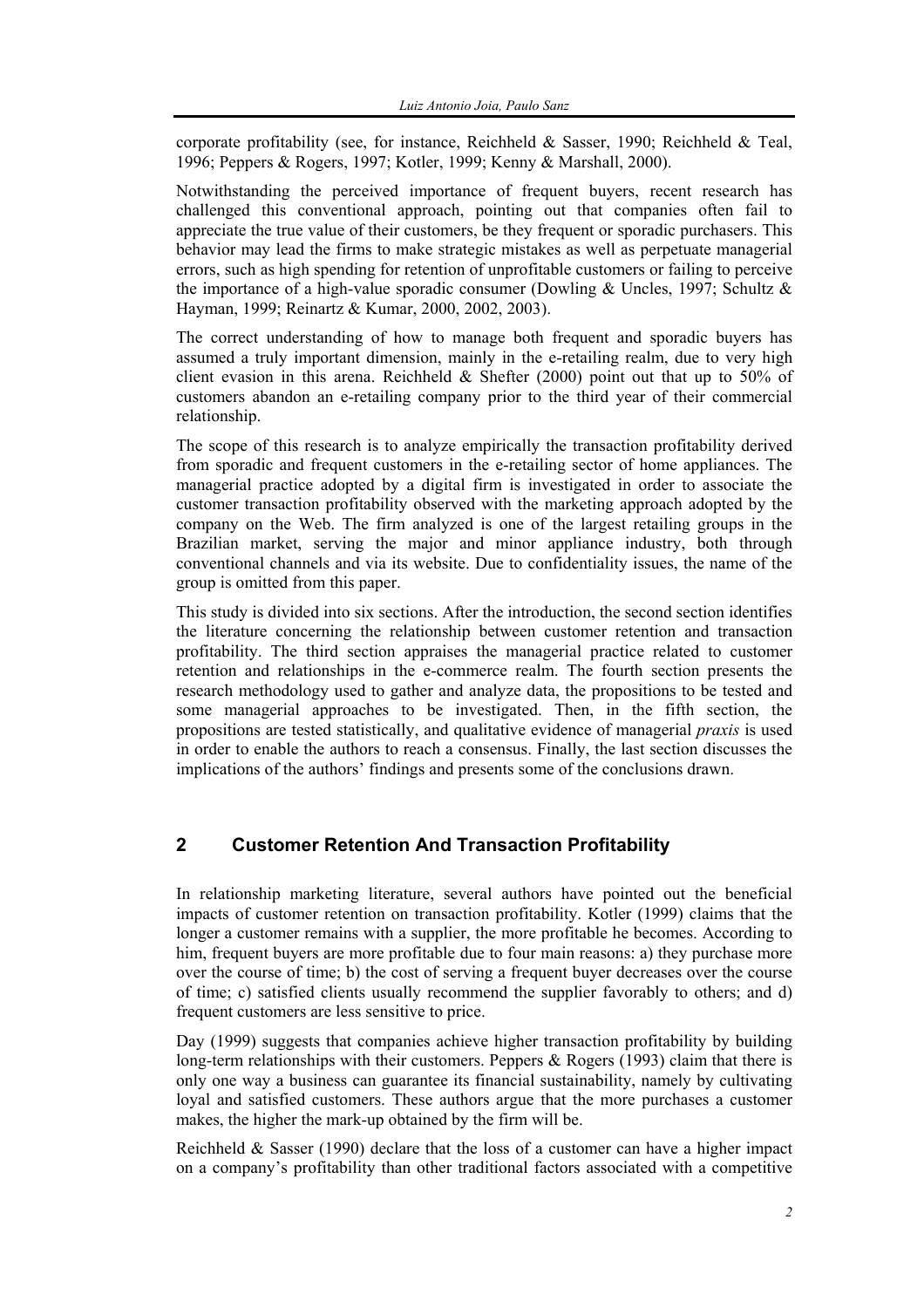corporate profitability (see, for instance, Reichheld & Sasser, 1990; Reichheld & Teal, 1996; Peppers & Rogers, 1997; Kotler, 1999; Kenny & Marshall, 2000).

Notwithstanding the perceived importance of frequent buyers, recent research has challenged this conventional approach, pointing out that companies often fail to appreciate the true value of their customers, be they frequent or sporadic purchasers. This behavior may lead the firms to make strategic mistakes as well as perpetuate managerial errors, such as high spending for retention of unprofitable customers or failing to perceive the importance of a high-value sporadic consumer (Dowling & Uncles, 1997; Schultz & Hayman, 1999; Reinartz & Kumar, 2000, 2002, 2003).

The correct understanding of how to manage both frequent and sporadic buyers has assumed a truly important dimension, mainly in the e-retailing realm, due to very high client evasion in this arena. Reichheld & Shefter (2000) point out that up to 50% of customers abandon an e-retailing company prior to the third year of their commercial relationship.

The scope of this research is to analyze empirically the transaction profitability derived from sporadic and frequent customers in the e-retailing sector of home appliances. The managerial practice adopted by a digital firm is investigated in order to associate the customer transaction profitability observed with the marketing approach adopted by the company on the Web. The firm analyzed is one of the largest retailing groups in the Brazilian market, serving the major and minor appliance industry, both through conventional channels and via its website. Due to confidentiality issues, the name of the group is omitted from this paper.

This study is divided into six sections. After the introduction, the second section identifies the literature concerning the relationship between customer retention and transaction profitability. The third section appraises the managerial practice related to customer retention and relationships in the e-commerce realm. The fourth section presents the research methodology used to gather and analyze data, the propositions to be tested and some managerial approaches to be investigated. Then, in the fifth section, the propositions are tested statistically, and qualitative evidence of managerial *praxis* is used in order to enable the authors to reach a consensus. Finally, the last section discusses the implications of the authors' findings and presents some of the conclusions drawn.

## 2 Customer Retention And Transaction Profitability

In relationship marketing literature, several authors have pointed out the beneficial impacts of customer retention on transaction profitability. Kotler (1999) claims that the longer a customer remains with a supplier, the more profitable he becomes. According to him, frequent buyers are more profitable due to four main reasons: a) they purchase more over the course of time; b) the cost of serving a frequent buyer decreases over the course of time; c) satisfied clients usually recommend the supplier favorably to others; and d) frequent customers are less sensitive to price.

Day (1999) suggests that companies achieve higher transaction profitability by building long-term relationships with their customers. Peppers & Rogers (1993) claim that there is only one way a business can guarantee its financial sustainability, namely by cultivating loyal and satisfied customers. These authors argue that the more purchases a customer makes, the higher the mark-up obtained by the firm will be.

Reichheld & Sasser (1990) declare that the loss of a customer can have a higher impact on a company's profitability than other traditional factors associated with a competitive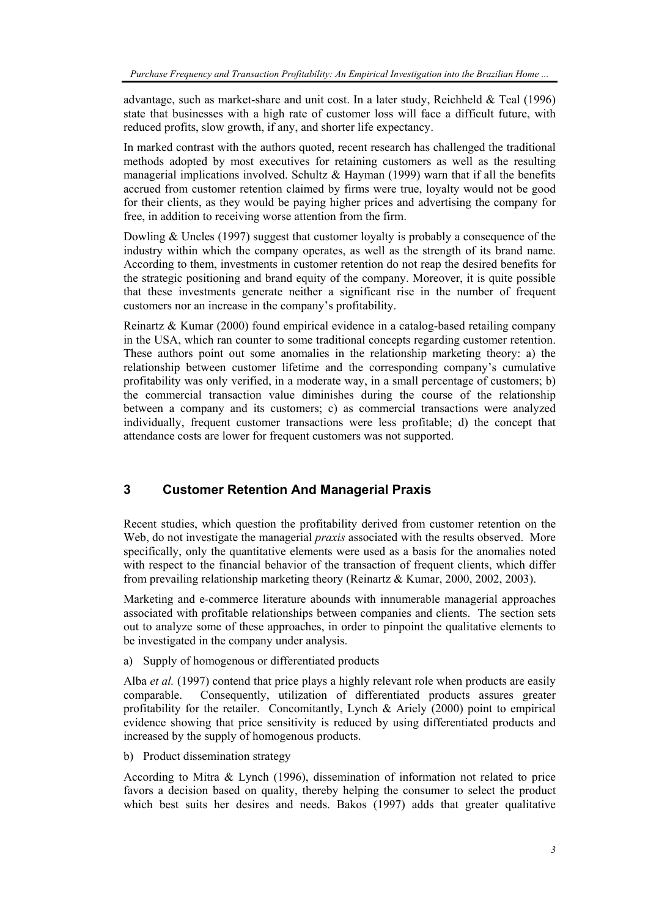advantage, such as market-share and unit cost. In a later study, Reichheld & Teal (1996) state that businesses with a high rate of customer loss will face a difficult future, with reduced profits, slow growth, if any, and shorter life expectancy.

In marked contrast with the authors quoted, recent research has challenged the traditional methods adopted by most executives for retaining customers as well as the resulting managerial implications involved. Schultz & Hayman (1999) warn that if all the benefits accrued from customer retention claimed by firms were true, loyalty would not be good for their clients, as they would be paying higher prices and advertising the company for free, in addition to receiving worse attention from the firm.

Dowling & Uncles (1997) suggest that customer loyalty is probably a consequence of the industry within which the company operates, as well as the strength of its brand name. According to them, investments in customer retention do not reap the desired benefits for the strategic positioning and brand equity of the company. Moreover, it is quite possible that these investments generate neither a significant rise in the number of frequent customers nor an increase in the company's profitability.

Reinartz & Kumar (2000) found empirical evidence in a catalog-based retailing company in the USA, which ran counter to some traditional concepts regarding customer retention. These authors point out some anomalies in the relationship marketing theory: a) the relationship between customer lifetime and the corresponding company's cumulative profitability was only verified, in a moderate way, in a small percentage of customers; b) the commercial transaction value diminishes during the course of the relationship between a company and its customers; c) as commercial transactions were analyzed individually, frequent customer transactions were less profitable; d) the concept that attendance costs are lower for frequent customers was not supported.

## 3 Customer Retention And Managerial Praxis

Recent studies, which question the profitability derived from customer retention on the Web, do not investigate the managerial *praxis* associated with the results observed. More specifically, only the quantitative elements were used as a basis for the anomalies noted with respect to the financial behavior of the transaction of frequent clients, which differ from prevailing relationship marketing theory (Reinartz & Kumar, 2000, 2002, 2003).

Marketing and e-commerce literature abounds with innumerable managerial approaches associated with profitable relationships between companies and clients. The section sets out to analyze some of these approaches, in order to pinpoint the qualitative elements to be investigated in the company under analysis.

a) Supply of homogenous or differentiated products

Alba *et al.* (1997) contend that price plays a highly relevant role when products are easily comparable. Consequently, utilization of differentiated products assures greater profitability for the retailer. Concomitantly, Lynch & Ariely (2000) point to empirical evidence showing that price sensitivity is reduced by using differentiated products and increased by the supply of homogenous products.

b) Product dissemination strategy

According to Mitra & Lynch (1996), dissemination of information not related to price favors a decision based on quality, thereby helping the consumer to select the product which best suits her desires and needs. Bakos (1997) adds that greater qualitative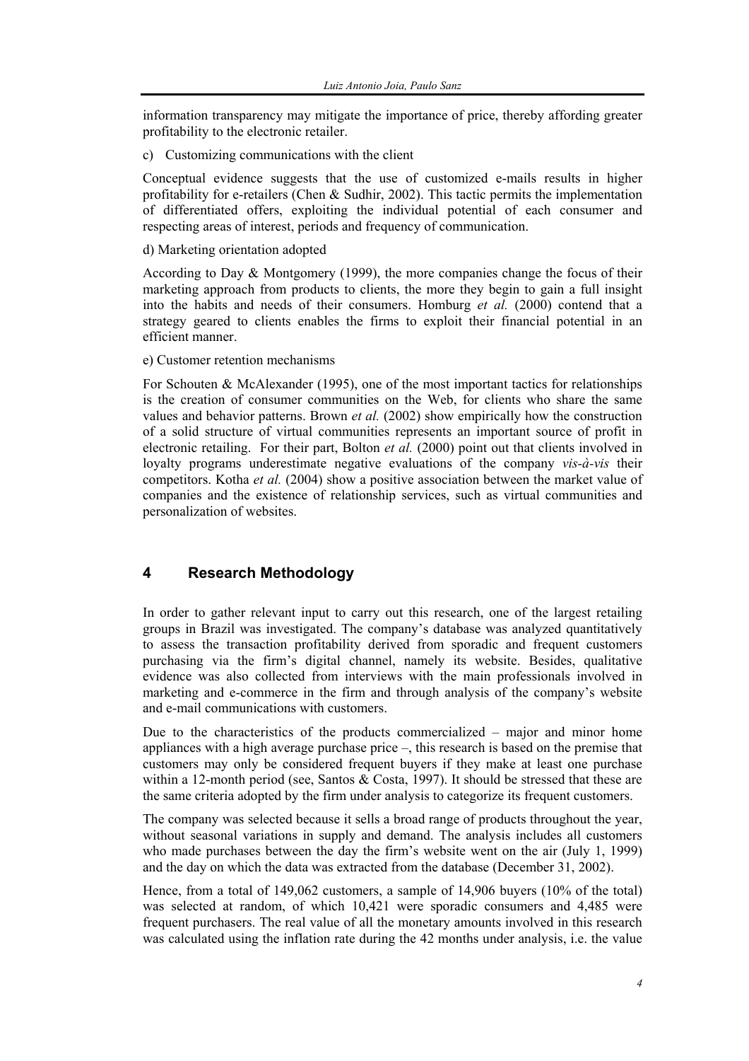information transparency may mitigate the importance of price, thereby affording greater profitability to the electronic retailer.

c) Customizing communications with the client

Conceptual evidence suggests that the use of customized e-mails results in higher profitability for e-retailers (Chen & Sudhir, 2002). This tactic permits the implementation of differentiated offers, exploiting the individual potential of each consumer and respecting areas of interest, periods and frequency of communication.

d) Marketing orientation adopted

According to Day & Montgomery (1999), the more companies change the focus of their marketing approach from products to clients, the more they begin to gain a full insight into the habits and needs of their consumers. Homburg *et al.* (2000) contend that a strategy geared to clients enables the firms to exploit their financial potential in an efficient manner.

e) Customer retention mechanisms

For Schouten & McAlexander (1995), one of the most important tactics for relationships is the creation of consumer communities on the Web, for clients who share the same values and behavior patterns. Brown *et al.* (2002) show empirically how the construction of a solid structure of virtual communities represents an important source of profit in electronic retailing. For their part, Bolton *et al.* (2000) point out that clients involved in loyalty programs underestimate negative evaluations of the company *vis-à-vis* their competitors. Kotha *et al.* (2004) show a positive association between the market value of companies and the existence of relationship services, such as virtual communities and personalization of websites.

## 4 Research Methodology

In order to gather relevant input to carry out this research, one of the largest retailing groups in Brazil was investigated. The company's database was analyzed quantitatively to assess the transaction profitability derived from sporadic and frequent customers purchasing via the firm's digital channel, namely its website. Besides, qualitative evidence was also collected from interviews with the main professionals involved in marketing and e-commerce in the firm and through analysis of the company's website and e-mail communications with customers.

Due to the characteristics of the products commercialized – major and minor home appliances with a high average purchase price –, this research is based on the premise that customers may only be considered frequent buyers if they make at least one purchase within a 12-month period (see, Santos & Costa, 1997). It should be stressed that these are the same criteria adopted by the firm under analysis to categorize its frequent customers.

The company was selected because it sells a broad range of products throughout the year, without seasonal variations in supply and demand. The analysis includes all customers who made purchases between the day the firm's website went on the air (July 1, 1999) and the day on which the data was extracted from the database (December 31, 2002).

Hence, from a total of 149,062 customers, a sample of 14,906 buyers (10% of the total) was selected at random, of which 10,421 were sporadic consumers and 4,485 were frequent purchasers. The real value of all the monetary amounts involved in this research was calculated using the inflation rate during the 42 months under analysis, i.e. the value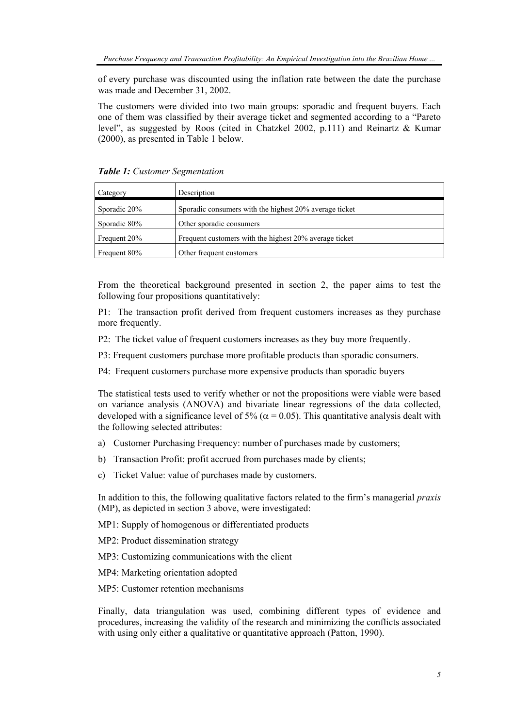of every purchase was discounted using the inflation rate between the date the purchase was made and December 31, 2002.

The customers were divided into two main groups: sporadic and frequent buyers. Each one of them was classified by their average ticket and segmented according to a "Pareto level", as suggested by Roos (cited in Chatzkel 2002, p.111) and Reinartz & Kumar (2000), as presented in Table 1 below.

***Table 1:*** *Customer Segmentation*

| Category | Description |
|---|---|
| Sporadic 20% | Sporadic consumers with the highest 20% average ticket |
| Sporadic 80% | Other sporadic consumers |
| Frequent 20% | Frequent customers with the highest 20% average ticket |
| Frequent 80% | Other frequent customers |

From the theoretical background presented in section 2, the paper aims to test the following four propositions quantitatively:

P1: The transaction profit derived from frequent customers increases as they purchase more frequently.

P2: The ticket value of frequent customers increases as they buy more frequently.

P3: Frequent customers purchase more profitable products than sporadic consumers.

P4: Frequent customers purchase more expensive products than sporadic buyers

The statistical tests used to verify whether or not the propositions were viable were based on variance analysis (ANOVA) and bivariate linear regressions of the data collected, developed with a significance level of 5% ($\alpha = 0.05$). This quantitative analysis dealt with the following selected attributes:

a) Customer Purchasing Frequency: number of purchases made by customers;

b) Transaction Profit: profit accrued from purchases made by clients;

c) Ticket Value: value of purchases made by customers.

In addition to this, the following qualitative factors related to the firm's managerial *praxis* (MP), as depicted in section 3 above, were investigated:

MP1: Supply of homogenous or differentiated products

MP2: Product dissemination strategy

MP3: Customizing communications with the client

MP4: Marketing orientation adopted

MP5: Customer retention mechanisms

Finally, data triangulation was used, combining different types of evidence and procedures, increasing the validity of the research and minimizing the conflicts associated with using only either a qualitative or quantitative approach (Patton, 1990).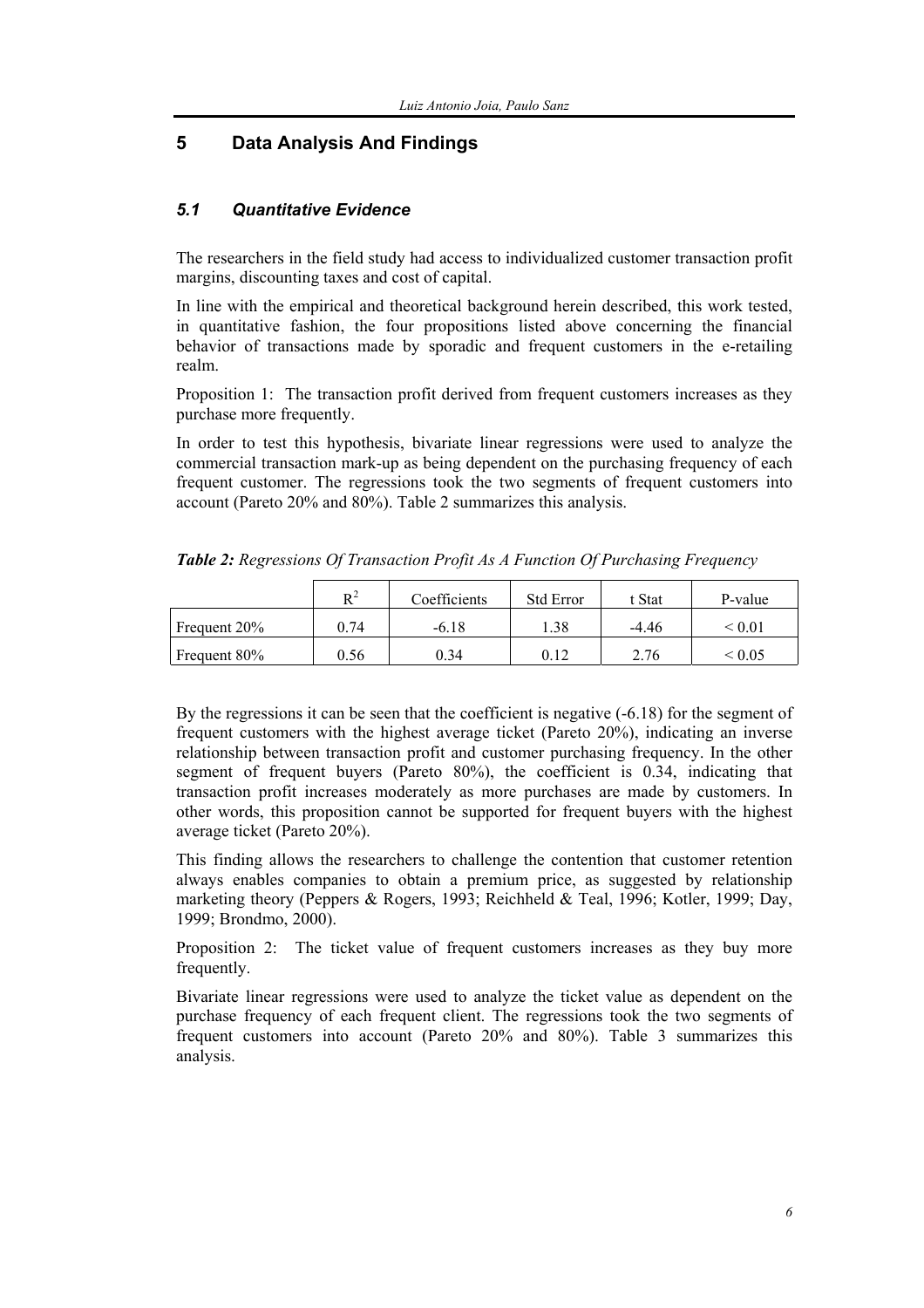## 5 Data Analysis And Findings

### *5.1 Quantitative Evidence*

The researchers in the field study had access to individualized customer transaction profit margins, discounting taxes and cost of capital.

In line with the empirical and theoretical background herein described, this work tested, in quantitative fashion, the four propositions listed above concerning the financial behavior of transactions made by sporadic and frequent customers in the e-retailing realm.

Proposition 1: The transaction profit derived from frequent customers increases as they purchase more frequently.

In order to test this hypothesis, bivariate linear regressions were used to analyze the commercial transaction mark-up as being dependent on the purchasing frequency of each frequent customer. The regressions took the two segments of frequent customers into account (Pareto 20% and 80%). Table 2 summarizes this analysis.

***Table 2:*** *Regressions Of Transaction Profit As A Function Of Purchasing Frequency*

| | $R^2$ | Coefficients | Std Error | t Stat | P-value |
|---|---|---|---|---|---|
| Frequent 20% | 0.74 | -6.18 | 1.38 | -4.46 | $< 0.01$ |
| Frequent 80% | 0.56 | 0.34 | 0.12 | 2.76 | $< 0.05$ |

By the regressions it can be seen that the coefficient is negative (-6.18) for the segment of frequent customers with the highest average ticket (Pareto 20%), indicating an inverse relationship between transaction profit and customer purchasing frequency. In the other segment of frequent buyers (Pareto 80%), the coefficient is 0.34, indicating that transaction profit increases moderately as more purchases are made by customers. In other words, this proposition cannot be supported for frequent buyers with the highest average ticket (Pareto 20%).

This finding allows the researchers to challenge the contention that customer retention always enables companies to obtain a premium price, as suggested by relationship marketing theory (Peppers & Rogers, 1993; Reichheld & Teal, 1996; Kotler, 1999; Day, 1999; Brondmo, 2000).

Proposition 2: The ticket value of frequent customers increases as they buy more frequently.

Bivariate linear regressions were used to analyze the ticket value as dependent on the purchase frequency of each frequent client. The regressions took the two segments of frequent customers into account (Pareto 20% and 80%). Table 3 summarizes this analysis.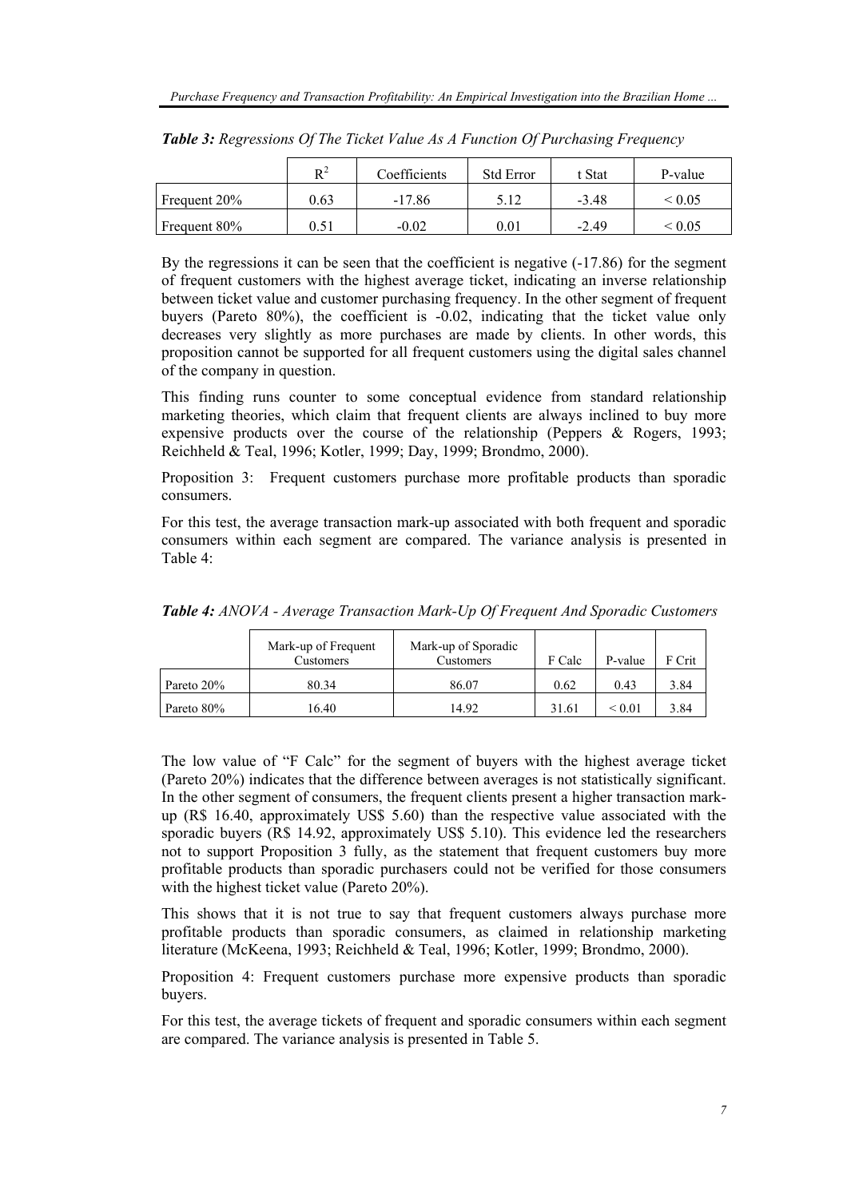***Table 3:** Regressions Of The Ticket Value As A Function Of Purchasing Frequency*

| | $R^2$ | Coefficients | Std Error | t Stat | P-value |
|---|---|---|---|---|---|
| Frequent 20% | 0.63 | -17.86 | 5.12 | -3.48 | < 0.05 |
| Frequent 80% | 0.51 | -0.02 | 0.01 | -2.49 | < 0.05 |

By the regressions it can be seen that the coefficient is negative (-17.86) for the segment of frequent customers with the highest average ticket, indicating an inverse relationship between ticket value and customer purchasing frequency. In the other segment of frequent buyers (Pareto 80%), the coefficient is -0.02, indicating that the ticket value only decreases very slightly as more purchases are made by clients. In other words, this proposition cannot be supported for all frequent customers using the digital sales channel of the company in question.

This finding runs counter to some conceptual evidence from standard relationship marketing theories, which claim that frequent clients are always inclined to buy more expensive products over the course of the relationship (Peppers & Rogers, 1993; Reichheld & Teal, 1996; Kotler, 1999; Day, 1999; Brondmo, 2000).

Proposition 3: Frequent customers purchase more profitable products than sporadic consumers.

For this test, the average transaction mark-up associated with both frequent and sporadic consumers within each segment are compared. The variance analysis is presented in Table 4:

***Table 4:** ANOVA - Average Transaction Mark-Up Of Frequent And Sporadic Customers*

| | Mark-up of Frequent Customers | Mark-up of Sporadic Customers | F Calc | P-value | F Crit |
|---|---|---|---|---|---|
| Pareto 20% | 80.34 | 86.07 | 0.62 | 0.43 | 3.84 |
| Pareto 80% | 16.40 | 14.92 | 31.61 | < 0.01 | 3.84 |

The low value of "F Calc" for the segment of buyers with the highest average ticket (Pareto 20%) indicates that the difference between averages is not statistically significant. In the other segment of consumers, the frequent clients present a higher transaction mark-up (R$ 16.40, approximately US$ 5.60) than the respective value associated with the sporadic buyers (R$ 14.92, approximately US$ 5.10). This evidence led the researchers not to support Proposition 3 fully, as the statement that frequent customers buy more profitable products than sporadic purchasers could not be verified for those consumers with the highest ticket value (Pareto 20%).

This shows that it is not true to say that frequent customers always purchase more profitable products than sporadic consumers, as claimed in relationship marketing literature (McKeena, 1993; Reichheld & Teal, 1996; Kotler, 1999; Brondmo, 2000).

Proposition 4: Frequent customers purchase more expensive products than sporadic buyers.

For this test, the average tickets of frequent and sporadic consumers within each segment are compared. The variance analysis is presented in Table 5.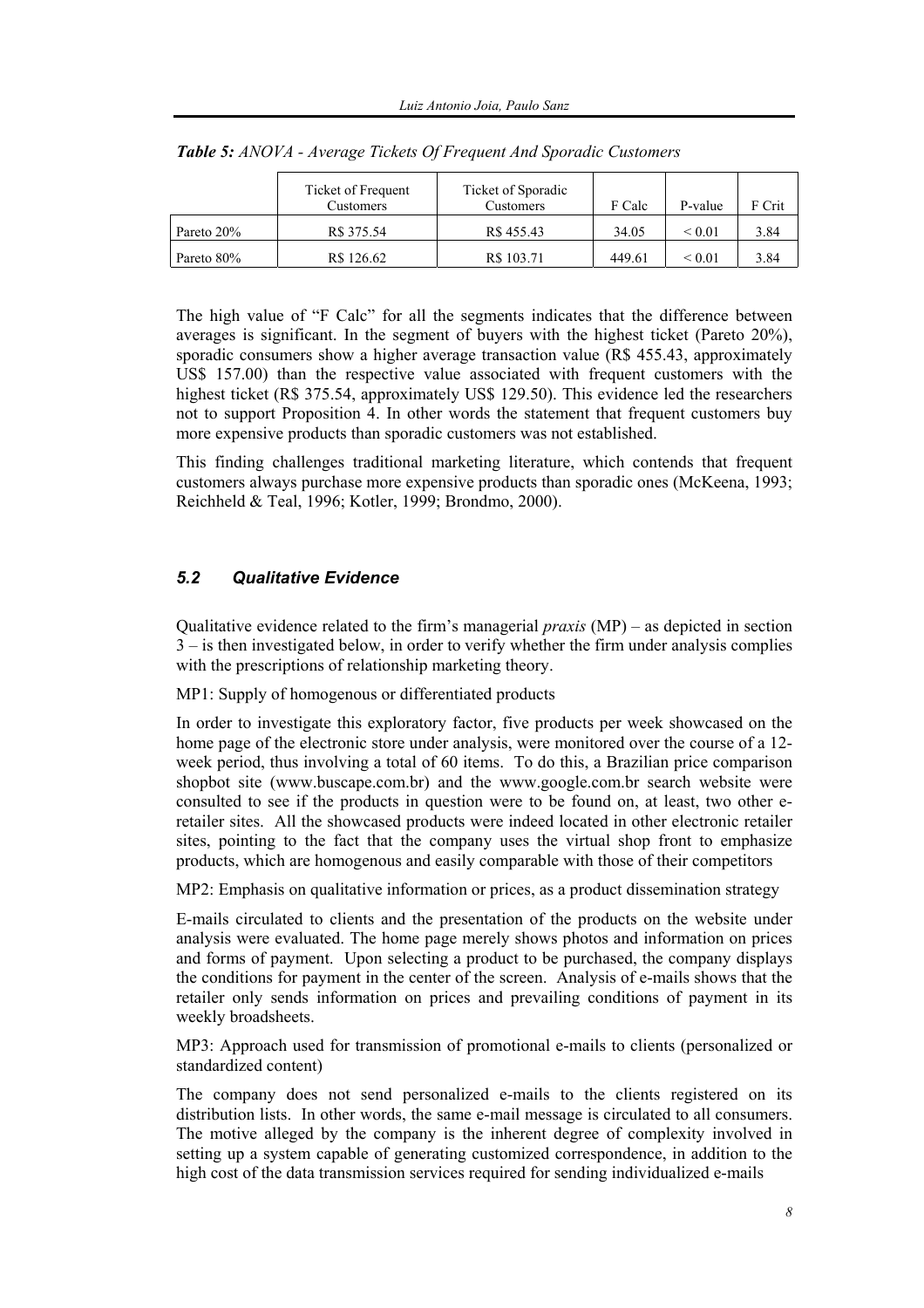*Table 5: ANOVA - Average Tickets Of Frequent And Sporadic Customers*

| | Ticket of Frequent Customers | Ticket of Sporadic Customers | F Calc | P-value | F Crit |
|---|---|---|---|---|---|
| Pareto 20% | R$ 375.54 | R$ 455.43 | 34.05 | < 0.01 | 3.84 |
| Pareto 80% | R$ 126.62 | R$ 103.71 | 449.61 | < 0.01 | 3.84 |

The high value of "F Calc" for all the segments indicates that the difference between averages is significant. In the segment of buyers with the highest ticket (Pareto 20%), sporadic consumers show a higher average transaction value (R$ 455.43, approximately US$ 157.00) than the respective value associated with frequent customers with the highest ticket (R$ 375.54, approximately US$ 129.50). This evidence led the researchers not to support Proposition 4. In other words the statement that frequent customers buy more expensive products than sporadic customers was not established.

This finding challenges traditional marketing literature, which contends that frequent customers always purchase more expensive products than sporadic ones (McKeena, 1993; Reichheld & Teal, 1996; Kotler, 1999; Brondmo, 2000).

### *5.2 Qualitative Evidence*

Qualitative evidence related to the firm's managerial *praxis* (MP) – as depicted in section 3 – is then investigated below, in order to verify whether the firm under analysis complies with the prescriptions of relationship marketing theory.

MP1: Supply of homogenous or differentiated products

In order to investigate this exploratory factor, five products per week showcased on the home page of the electronic store under analysis, were monitored over the course of a 12-week period, thus involving a total of 60 items. To do this, a Brazilian price comparison shopbot site (www.buscape.com.br) and the www.google.com.br search website were consulted to see if the products in question were to be found on, at least, two other e-retailer sites. All the showcased products were indeed located in other electronic retailer sites, pointing to the fact that the company uses the virtual shop front to emphasize products, which are homogenous and easily comparable with those of their competitors

MP2: Emphasis on qualitative information or prices, as a product dissemination strategy

E-mails circulated to clients and the presentation of the products on the website under analysis were evaluated. The home page merely shows photos and information on prices and forms of payment. Upon selecting a product to be purchased, the company displays the conditions for payment in the center of the screen. Analysis of e-mails shows that the retailer only sends information on prices and prevailing conditions of payment in its weekly broadsheets.

MP3: Approach used for transmission of promotional e-mails to clients (personalized or standardized content)

The company does not send personalized e-mails to the clients registered on its distribution lists. In other words, the same e-mail message is circulated to all consumers. The motive alleged by the company is the inherent degree of complexity involved in setting up a system capable of generating customized correspondence, in addition to the high cost of the data transmission services required for sending individualized e-mails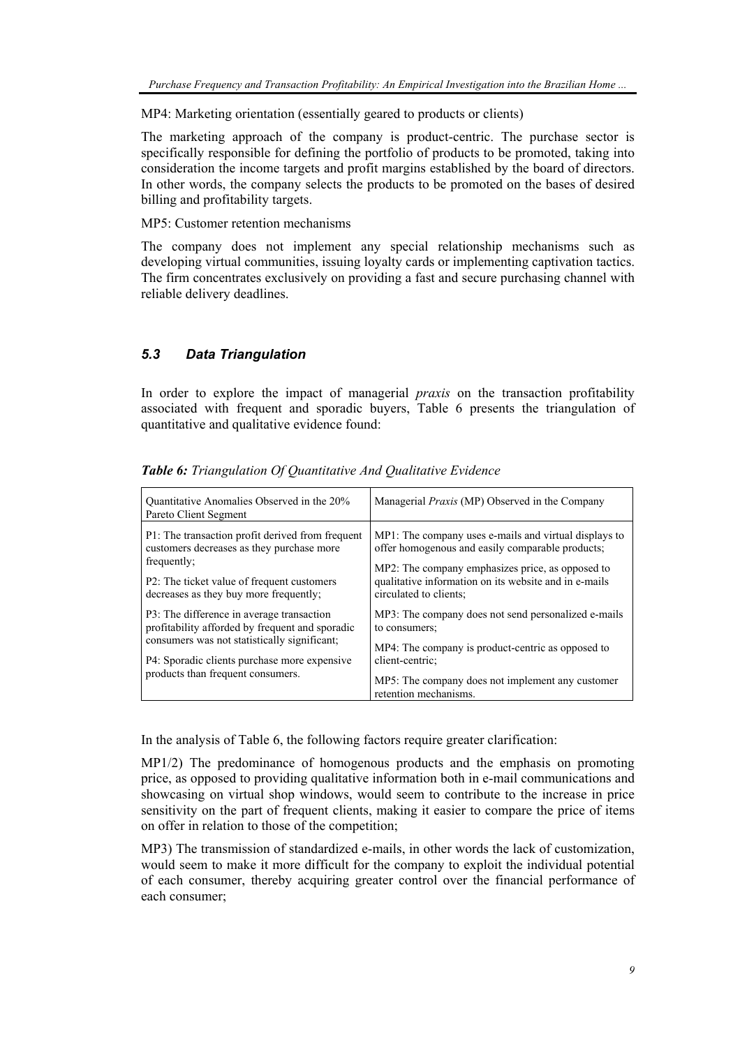MP4: Marketing orientation (essentially geared to products or clients)

The marketing approach of the company is product-centric. The purchase sector is specifically responsible for defining the portfolio of products to be promoted, taking into consideration the income targets and profit margins established by the board of directors. In other words, the company selects the products to be promoted on the bases of desired billing and profitability targets.

MP5: Customer retention mechanisms

The company does not implement any special relationship mechanisms such as developing virtual communities, issuing loyalty cards or implementing captivation tactics. The firm concentrates exclusively on providing a fast and secure purchasing channel with reliable delivery deadlines.

### *5.3 Data Triangulation*

In order to explore the impact of managerial *praxis* on the transaction profitability associated with frequent and sporadic buyers, Table 6 presents the triangulation of quantitative and qualitative evidence found:

***Table 6:*** *Triangulation Of Quantitative And Qualitative Evidence*

| Quantitative Anomalies Observed in the 20% Pareto Client Segment | Managerial *Praxis* (MP) Observed in the Company |
|---|---|
| P1: The transaction profit derived from frequent customers decreases as they purchase more frequently;<br>P2: The ticket value of frequent customers decreases as they buy more frequently; | MP1: The company uses e-mails and virtual displays to offer homogenous and easily comparable products;<br>MP2: The company emphasizes price, as opposed to qualitative information on its website and in e-mails circulated to clients; |
| P3: The difference in average transaction profitability afforded by frequent and sporadic consumers was not statistically significant;<br>P4: Sporadic clients purchase more expensive products than frequent consumers. | MP3: The company does not send personalized e-mails to consumers;<br>MP4: The company is product-centric as opposed to client-centric;<br>MP5: The company does not implement any customer retention mechanisms. |

In the analysis of Table 6, the following factors require greater clarification:

MP1/2) The predominance of homogenous products and the emphasis on promoting price, as opposed to providing qualitative information both in e-mail communications and showcasing on virtual shop windows, would seem to contribute to the increase in price sensitivity on the part of frequent clients, making it easier to compare the price of items on offer in relation to those of the competition;

MP3) The transmission of standardized e-mails, in other words the lack of customization, would seem to make it more difficult for the company to exploit the individual potential of each consumer, thereby acquiring greater control over the financial performance of each consumer;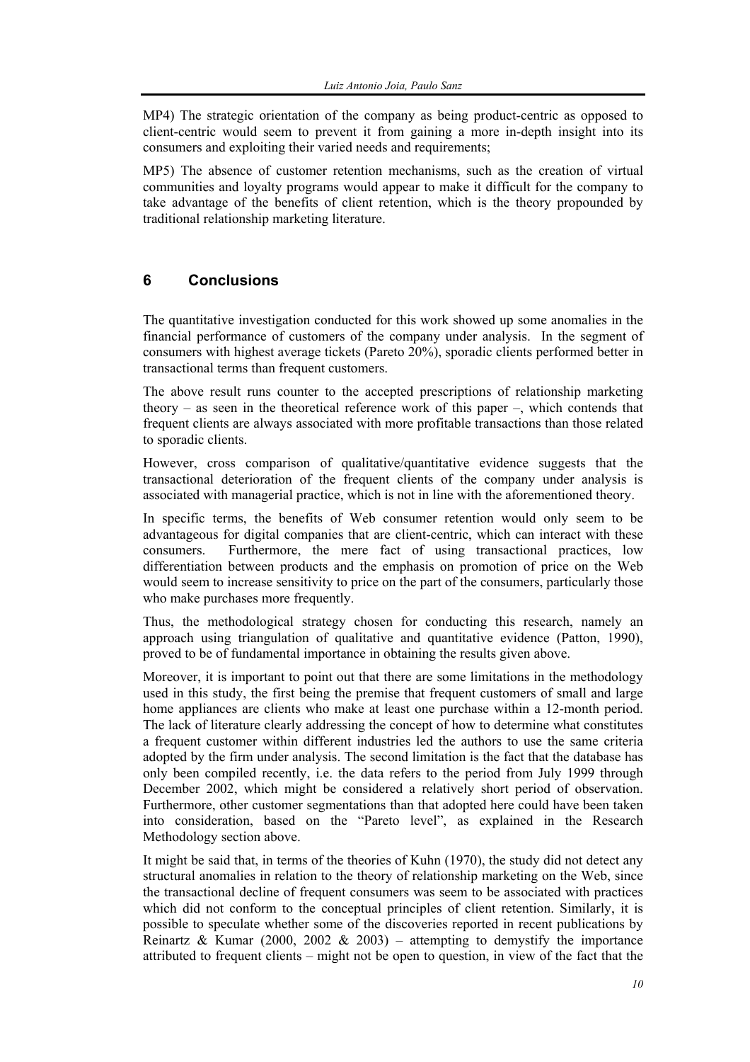MP4) The strategic orientation of the company as being product-centric as opposed to client-centric would seem to prevent it from gaining a more in-depth insight into its consumers and exploiting their varied needs and requirements;

MP5) The absence of customer retention mechanisms, such as the creation of virtual communities and loyalty programs would appear to make it difficult for the company to take advantage of the benefits of client retention, which is the theory propounded by traditional relationship marketing literature.

## 6 Conclusions

The quantitative investigation conducted for this work showed up some anomalies in the financial performance of customers of the company under analysis. In the segment of consumers with highest average tickets (Pareto 20%), sporadic clients performed better in transactional terms than frequent customers.

The above result runs counter to the accepted prescriptions of relationship marketing theory – as seen in the theoretical reference work of this paper –, which contends that frequent clients are always associated with more profitable transactions than those related to sporadic clients.

However, cross comparison of qualitative/quantitative evidence suggests that the transactional deterioration of the frequent clients of the company under analysis is associated with managerial practice, which is not in line with the aforementioned theory.

In specific terms, the benefits of Web consumer retention would only seem to be advantageous for digital companies that are client-centric, which can interact with these consumers. Furthermore, the mere fact of using transactional practices, low differentiation between products and the emphasis on promotion of price on the Web would seem to increase sensitivity to price on the part of the consumers, particularly those who make purchases more frequently.

Thus, the methodological strategy chosen for conducting this research, namely an approach using triangulation of qualitative and quantitative evidence (Patton, 1990), proved to be of fundamental importance in obtaining the results given above.

Moreover, it is important to point out that there are some limitations in the methodology used in this study, the first being the premise that frequent customers of small and large home appliances are clients who make at least one purchase within a 12-month period. The lack of literature clearly addressing the concept of how to determine what constitutes a frequent customer within different industries led the authors to use the same criteria adopted by the firm under analysis. The second limitation is the fact that the database has only been compiled recently, i.e. the data refers to the period from July 1999 through December 2002, which might be considered a relatively short period of observation. Furthermore, other customer segmentations than that adopted here could have been taken into consideration, based on the "Pareto level", as explained in the Research Methodology section above.

It might be said that, in terms of the theories of Kuhn (1970), the study did not detect any structural anomalies in relation to the theory of relationship marketing on the Web, since the transactional decline of frequent consumers was seem to be associated with practices which did not conform to the conceptual principles of client retention. Similarly, it is possible to speculate whether some of the discoveries reported in recent publications by Reinartz & Kumar (2000, 2002 & 2003) – attempting to demystify the importance attributed to frequent clients – might not be open to question, in view of the fact that the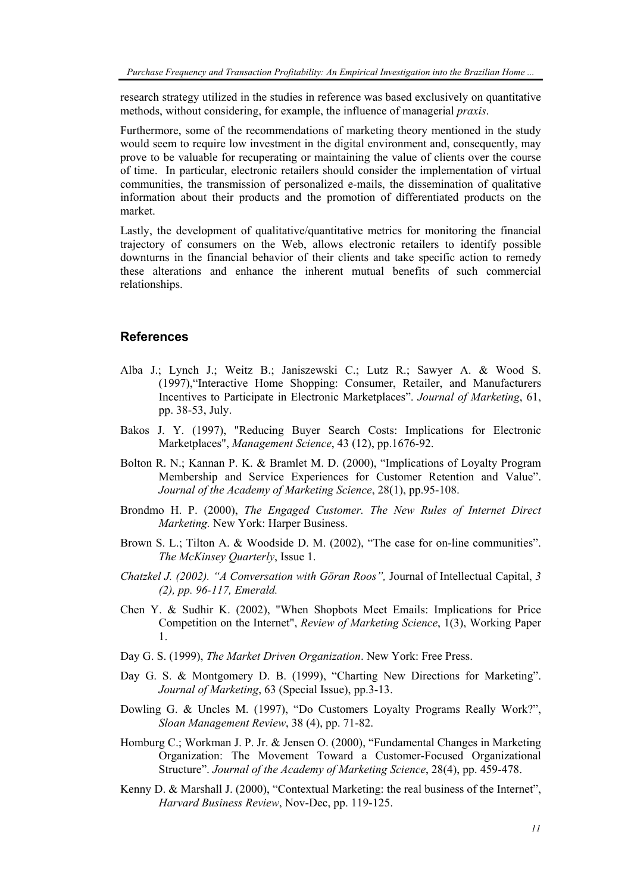research strategy utilized in the studies in reference was based exclusively on quantitative methods, without considering, for example, the influence of managerial *praxis*.

Furthermore, some of the recommendations of marketing theory mentioned in the study would seem to require low investment in the digital environment and, consequently, may prove to be valuable for recuperating or maintaining the value of clients over the course of time. In particular, electronic retailers should consider the implementation of virtual communities, the transmission of personalized e-mails, the dissemination of qualitative information about their products and the promotion of differentiated products on the market.

Lastly, the development of qualitative/quantitative metrics for monitoring the financial trajectory of consumers on the Web, allows electronic retailers to identify possible downturns in the financial behavior of their clients and take specific action to remedy these alterations and enhance the inherent mutual benefits of such commercial relationships.

## References

Alba J.; Lynch J.; Weitz B.; Janiszewski C.; Lutz R.; Sawyer A. & Wood S. (1997),"Interactive Home Shopping: Consumer, Retailer, and Manufacturers Incentives to Participate in Electronic Marketplaces". *Journal of Marketing*, 61, pp. 38-53, July.

Bakos J. Y. (1997), "Reducing Buyer Search Costs: Implications for Electronic Marketplaces", *Management Science*, 43 (12), pp.1676-92.

Bolton R. N.; Kannan P. K. & Bramlet M. D. (2000), "Implications of Loyalty Program Membership and Service Experiences for Customer Retention and Value". *Journal of the Academy of Marketing Science*, 28(1), pp.95-108.

Brondmo H. P. (2000), *The Engaged Customer. The New Rules of Internet Direct Marketing.* New York: Harper Business.

Brown S. L.; Tilton A. & Woodside D. M. (2002), "The case for on-line communities". *The McKinsey Quarterly*, Issue 1.

*Chatzkel J. (2002). "A Conversation with Göran Roos",* Journal of Intellectual Capital, *3 (2), pp. 96-117, Emerald.*

Chen Y. & Sudhir K. (2002), "When Shopbots Meet Emails: Implications for Price Competition on the Internet", *Review of Marketing Science*, 1(3), Working Paper 1.

Day G. S. (1999), *The Market Driven Organization*. New York: Free Press.

Day G. S. & Montgomery D. B. (1999), "Charting New Directions for Marketing". *Journal of Marketing*, 63 (Special Issue), pp.3-13.

Dowling G. & Uncles M. (1997), "Do Customers Loyalty Programs Really Work?", *Sloan Management Review*, 38 (4), pp. 71-82.

Homburg C.; Workman J. P. Jr. & Jensen O. (2000), "Fundamental Changes in Marketing Organization: The Movement Toward a Customer-Focused Organizational Structure". *Journal of the Academy of Marketing Science*, 28(4), pp. 459-478.

Kenny D. & Marshall J. (2000), "Contextual Marketing: the real business of the Internet", *Harvard Business Review*, Nov-Dec, pp. 119-125.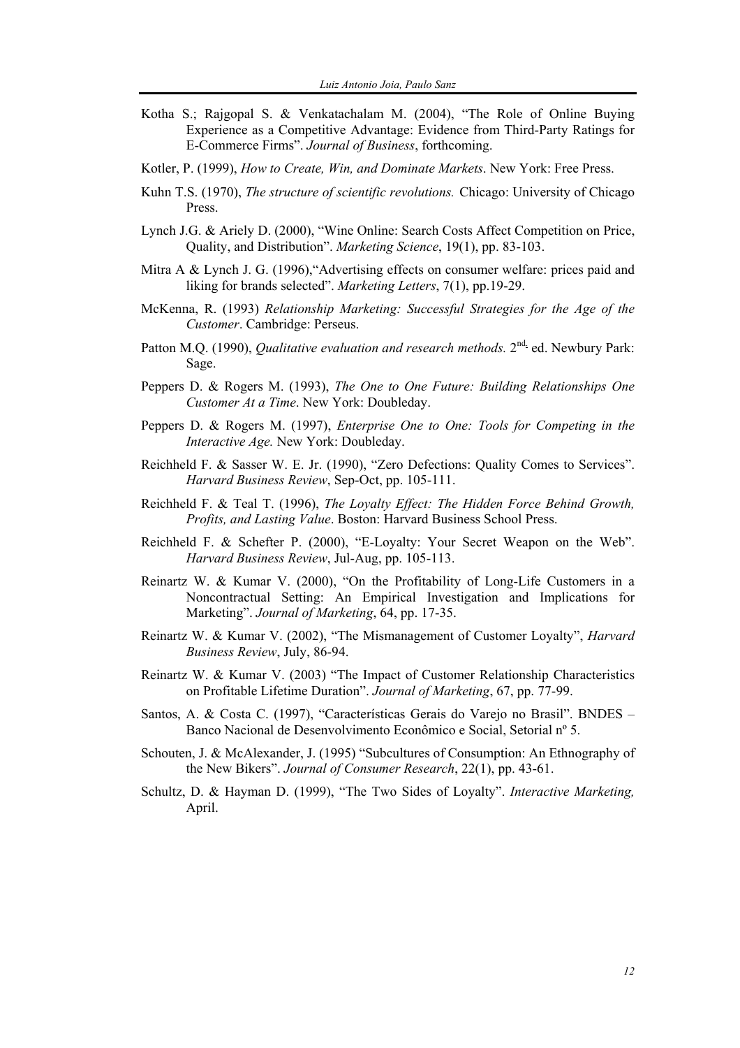Kotha S.; Rajgopal S. & Venkatachalam M. (2004), "The Role of Online Buying Experience as a Competitive Advantage: Evidence from Third-Party Ratings for E-Commerce Firms". *Journal of Business*, forthcoming.

Kotler, P. (1999), *How to Create, Win, and Dominate Markets*. New York: Free Press.

Kuhn T.S. (1970), *The structure of scientific revolutions.* Chicago: University of Chicago Press.

Lynch J.G. & Ariely D. (2000), "Wine Online: Search Costs Affect Competition on Price, Quality, and Distribution". *Marketing Science*, 19(1), pp. 83-103.

Mitra A & Lynch J. G. (1996),"Advertising effects on consumer welfare: prices paid and liking for brands selected". *Marketing Letters*, 7(1), pp.19-29.

McKenna, R. (1993) *Relationship Marketing: Successful Strategies for the Age of the Customer*. Cambridge: Perseus.

Patton M.Q. (1990), *Qualitative evaluation and research methods.* 2nd. ed. Newbury Park: Sage.

Peppers D. & Rogers M. (1993), *The One to One Future: Building Relationships One Customer At a Time*. New York: Doubleday.

Peppers D. & Rogers M. (1997), *Enterprise One to One: Tools for Competing in the Interactive Age.* New York: Doubleday.

Reichheld F. & Sasser W. E. Jr. (1990), "Zero Defections: Quality Comes to Services". *Harvard Business Review*, Sep-Oct, pp. 105-111.

Reichheld F. & Teal T. (1996), *The Loyalty Effect: The Hidden Force Behind Growth, Profits, and Lasting Value*. Boston: Harvard Business School Press.

Reichheld F. & Schefter P. (2000), "E-Loyalty: Your Secret Weapon on the Web". *Harvard Business Review*, Jul-Aug, pp. 105-113.

Reinartz W. & Kumar V. (2000), "On the Profitability of Long-Life Customers in a Noncontractual Setting: An Empirical Investigation and Implications for Marketing". *Journal of Marketing*, 64, pp. 17-35.

Reinartz W. & Kumar V. (2002), "The Mismanagement of Customer Loyalty", *Harvard Business Review*, July, 86-94.

Reinartz W. & Kumar V. (2003) "The Impact of Customer Relationship Characteristics on Profitable Lifetime Duration". *Journal of Marketing*, 67, pp. 77-99.

Santos, A. & Costa C. (1997), "Características Gerais do Varejo no Brasil". BNDES – Banco Nacional de Desenvolvimento Econômico e Social, Setorial nº 5.

Schouten, J. & McAlexander, J. (1995) "Subcultures of Consumption: An Ethnography of the New Bikers". *Journal of Consumer Research*, 22(1), pp. 43-61.

Schultz, D. & Hayman D. (1999), "The Two Sides of Loyalty". *Interactive Marketing,* April.